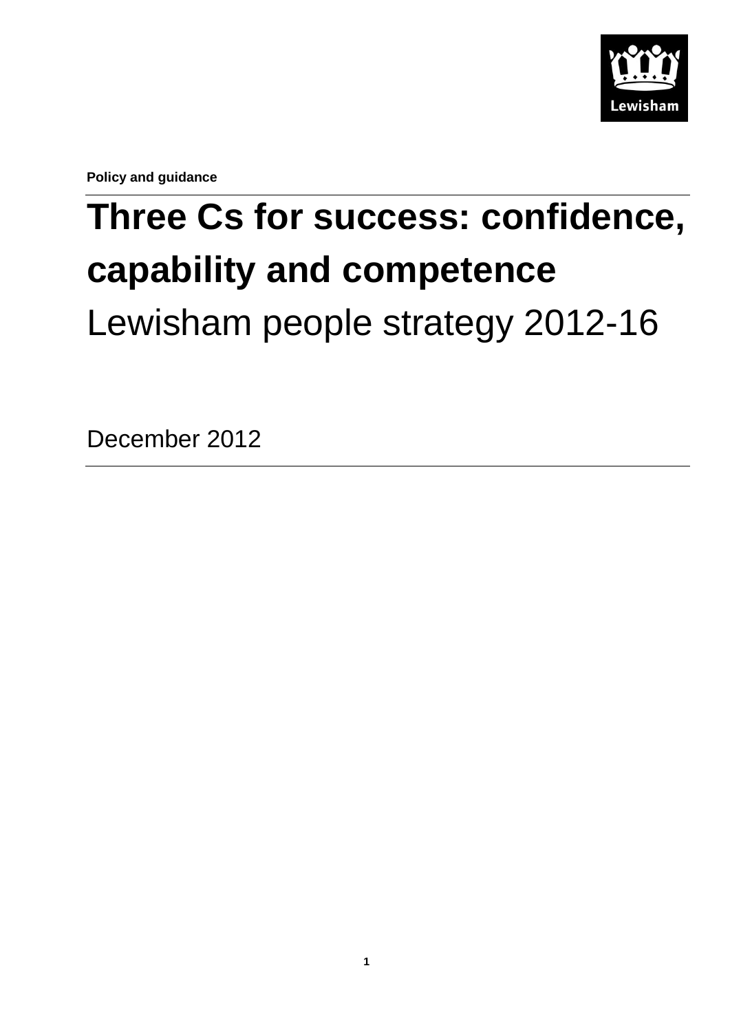**Policy and guidance**

# Three Cs for success: confidence, capability and competence

Lewisham people strategy 2012-16

December 2012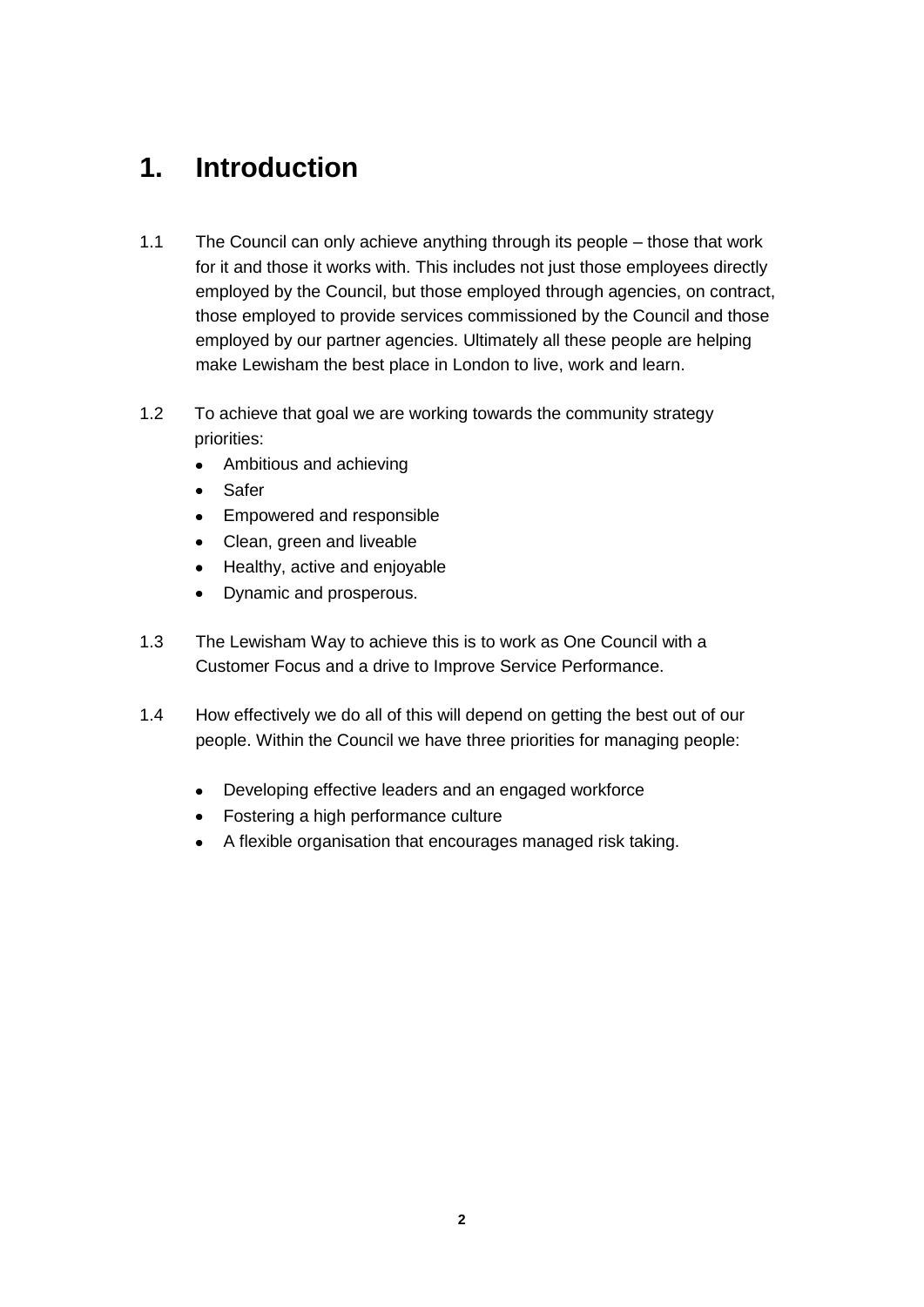# 1. Introduction

1.1 The Council can only achieve anything through its people – those that work for it and those it works with. This includes not just those employees directly employed by the Council, but those employed through agencies, on contract, those employed to provide services commissioned by the Council and those employed by our partner agencies. Ultimately all these people are helping make Lewisham the best place in London to live, work and learn.

1.2 To achieve that goal we are working towards the community strategy priorities:

- Ambitious and achieving
- Safer
- Empowered and responsible
- Clean, green and liveable
- Healthy, active and enjoyable
- Dynamic and prosperous.

1.3 The Lewisham Way to achieve this is to work as One Council with a Customer Focus and a drive to Improve Service Performance.

1.4 How effectively we do all of this will depend on getting the best out of our people. Within the Council we have three priorities for managing people:

- Developing effective leaders and an engaged workforce
- Fostering a high performance culture
- A flexible organisation that encourages managed risk taking.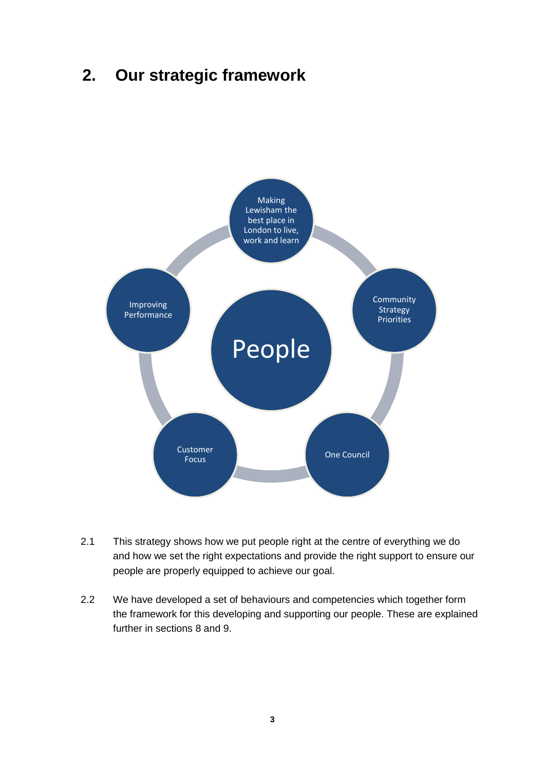## 2. Our strategic framework

People

- Making Lewisham the best place in London to live, work and learn
- Community Strategy Priorities
- One Council
- Customer Focus
- Improving Performance

2.1 This strategy shows how we put people right at the centre of everything we do and how we set the right expectations and provide the right support to ensure our people are properly equipped to achieve our goal.

2.2 We have developed a set of behaviours and competencies which together form the framework for this developing and supporting our people. These are explained further in sections 8 and 9.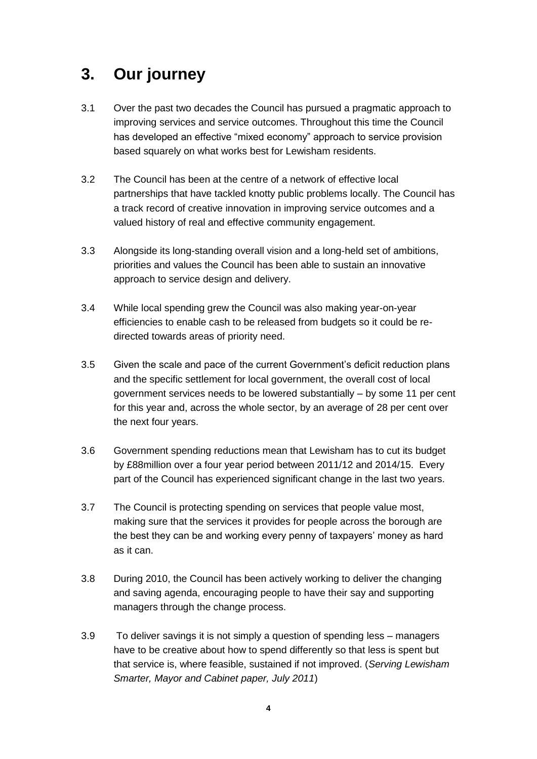# 3. Our journey

3.1 Over the past two decades the Council has pursued a pragmatic approach to improving services and service outcomes. Throughout this time the Council has developed an effective "mixed economy" approach to service provision based squarely on what works best for Lewisham residents.

3.2 The Council has been at the centre of a network of effective local partnerships that have tackled knotty public problems locally. The Council has a track record of creative innovation in improving service outcomes and a valued history of real and effective community engagement.

3.3 Alongside its long-standing overall vision and a long-held set of ambitions, priorities and values the Council has been able to sustain an innovative approach to service design and delivery.

3.4 While local spending grew the Council was also making year-on-year efficiencies to enable cash to be released from budgets so it could be re-directed towards areas of priority need.

3.5 Given the scale and pace of the current Government's deficit reduction plans and the specific settlement for local government, the overall cost of local government services needs to be lowered substantially – by some 11 per cent for this year and, across the whole sector, by an average of 28 per cent over the next four years.

3.6 Government spending reductions mean that Lewisham has to cut its budget by £88million over a four year period between 2011/12 and 2014/15. Every part of the Council has experienced significant change in the last two years.

3.7 The Council is protecting spending on services that people value most, making sure that the services it provides for people across the borough are the best they can be and working every penny of taxpayers' money as hard as it can.

3.8 During 2010, the Council has been actively working to deliver the changing and saving agenda, encouraging people to have their say and supporting managers through the change process.

3.9 To deliver savings it is not simply a question of spending less – managers have to be creative about how to spend differently so that less is spent but that service is, where feasible, sustained if not improved. (*Serving Lewisham Smarter, Mayor and Cabinet paper, July 2011*)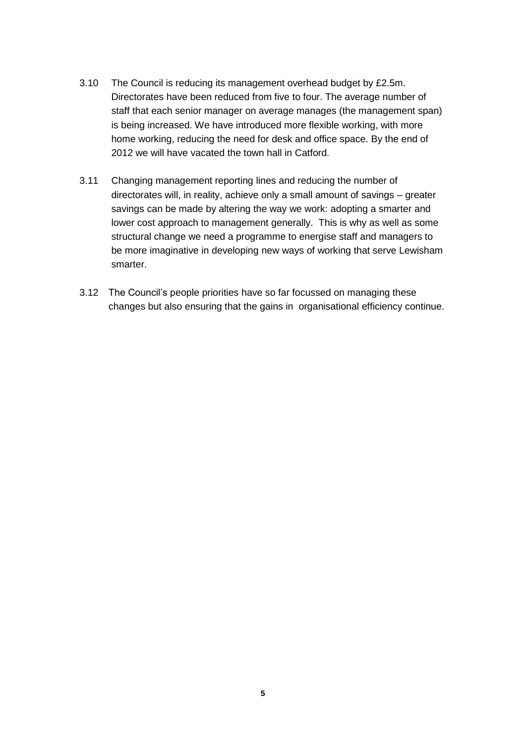3.10 The Council is reducing its management overhead budget by £2.5m. Directorates have been reduced from five to four. The average number of staff that each senior manager on average manages (the management span) is being increased. We have introduced more flexible working, with more home working, reducing the need for desk and office space. By the end of 2012 we will have vacated the town hall in Catford.

3.11 Changing management reporting lines and reducing the number of directorates will, in reality, achieve only a small amount of savings – greater savings can be made by altering the way we work: adopting a smarter and lower cost approach to management generally. This is why as well as some structural change we need a programme to energise staff and managers to be more imaginative in developing new ways of working that serve Lewisham smarter.

3.12 The Council's people priorities have so far focussed on managing these changes but also ensuring that the gains in organisational efficiency continue.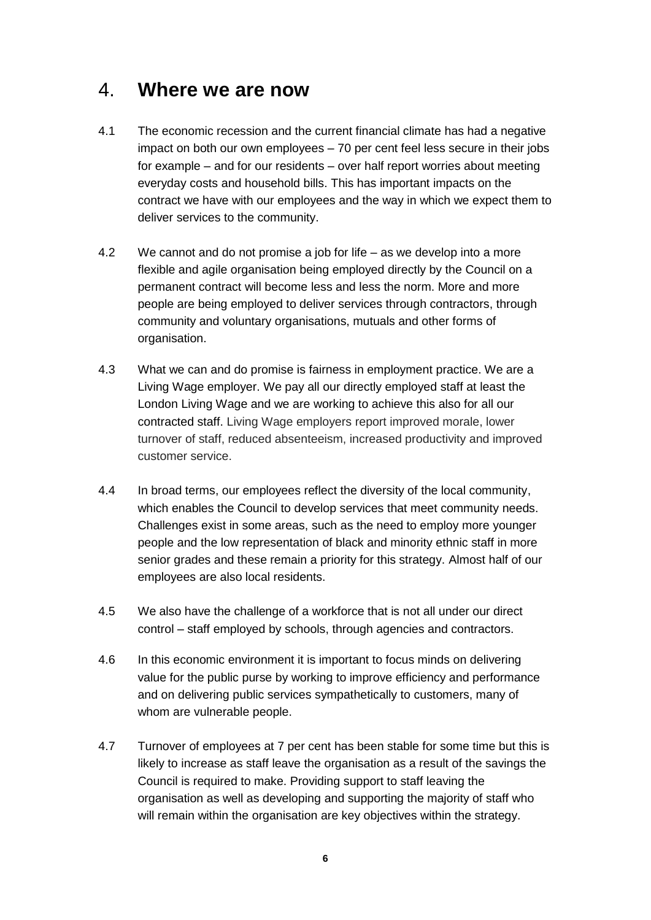# 4. **Where we are now**

4.1 The economic recession and the current financial climate has had a negative impact on both our own employees – 70 per cent feel less secure in their jobs for example – and for our residents – over half report worries about meeting everyday costs and household bills. This has important impacts on the contract we have with our employees and the way in which we expect them to deliver services to the community.

4.2 We cannot and do not promise a job for life – as we develop into a more flexible and agile organisation being employed directly by the Council on a permanent contract will become less and less the norm. More and more people are being employed to deliver services through contractors, through community and voluntary organisations, mutuals and other forms of organisation.

4.3 What we can and do promise is fairness in employment practice. We are a Living Wage employer. We pay all our directly employed staff at least the London Living Wage and we are working to achieve this also for all our contracted staff. Living Wage employers report improved morale, lower turnover of staff, reduced absenteeism, increased productivity and improved customer service.

4.4 In broad terms, our employees reflect the diversity of the local community, which enables the Council to develop services that meet community needs. Challenges exist in some areas, such as the need to employ more younger people and the low representation of black and minority ethnic staff in more senior grades and these remain a priority for this strategy. Almost half of our employees are also local residents.

4.5 We also have the challenge of a workforce that is not all under our direct control – staff employed by schools, through agencies and contractors.

4.6 In this economic environment it is important to focus minds on delivering value for the public purse by working to improve efficiency and performance and on delivering public services sympathetically to customers, many of whom are vulnerable people.

4.7 Turnover of employees at 7 per cent has been stable for some time but this is likely to increase as staff leave the organisation as a result of the savings the Council is required to make. Providing support to staff leaving the organisation as well as developing and supporting the majority of staff who will remain within the organisation are key objectives within the strategy.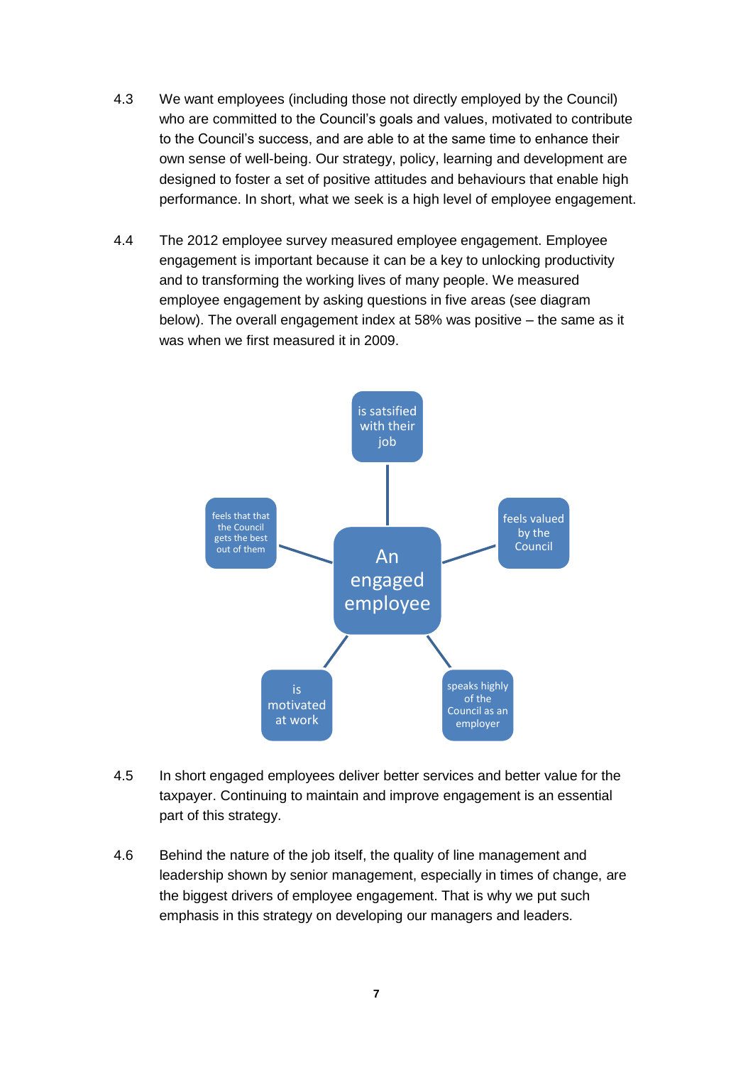4.3 We want employees (including those not directly employed by the Council) who are committed to the Council's goals and values, motivated to contribute to the Council's success, and are able to at the same time to enhance their own sense of well-being. Our strategy, policy, learning and development are designed to foster a set of positive attitudes and behaviours that enable high performance. In short, what we seek is a high level of employee engagement.

4.4 The 2012 employee survey measured employee engagement. Employee engagement is important because it can be a key to unlocking productivity and to transforming the working lives of many people. We measured employee engagement by asking questions in five areas (see diagram below). The overall engagement index at 58% was positive – the same as it was when we first measured it in 2009.

**An engaged employee**

- is satsified with their job
- feels valued by the Council
- speaks highly of the Council as an employer
- is motivated at work
- feels that that the Council gets the best out of them

4.5 In short engaged employees deliver better services and better value for the taxpayer. Continuing to maintain and improve engagement is an essential part of this strategy.

4.6 Behind the nature of the job itself, the quality of line management and leadership shown by senior management, especially in times of change, are the biggest drivers of employee engagement. That is why we put such emphasis in this strategy on developing our managers and leaders.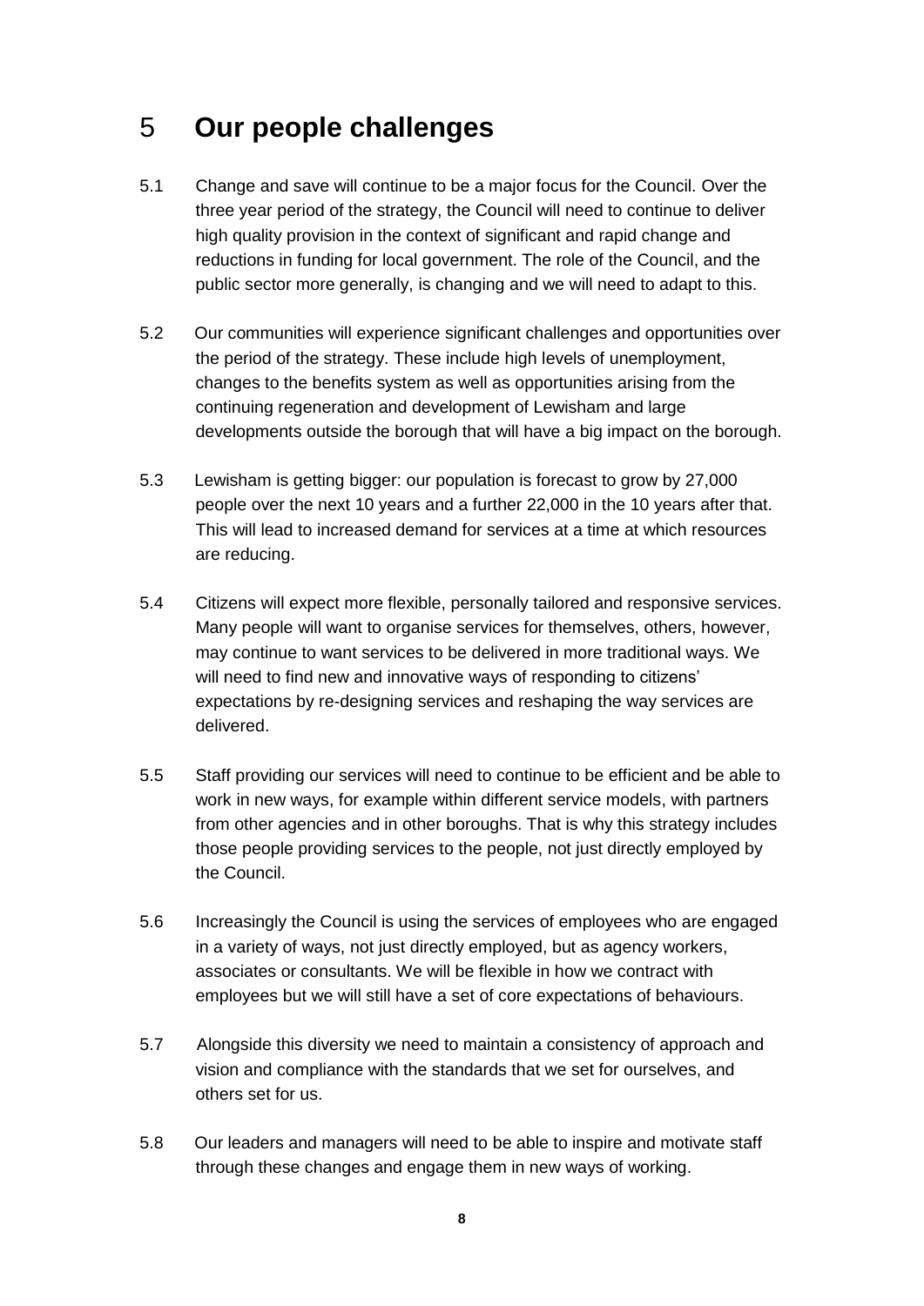# 5 Our people challenges

5.1 Change and save will continue to be a major focus for the Council. Over the three year period of the strategy, the Council will need to continue to deliver high quality provision in the context of significant and rapid change and reductions in funding for local government. The role of the Council, and the public sector more generally, is changing and we will need to adapt to this.

5.2 Our communities will experience significant challenges and opportunities over the period of the strategy. These include high levels of unemployment, changes to the benefits system as well as opportunities arising from the continuing regeneration and development of Lewisham and large developments outside the borough that will have a big impact on the borough.

5.3 Lewisham is getting bigger: our population is forecast to grow by 27,000 people over the next 10 years and a further 22,000 in the 10 years after that. This will lead to increased demand for services at a time at which resources are reducing.

5.4 Citizens will expect more flexible, personally tailored and responsive services. Many people will want to organise services for themselves, others, however, may continue to want services to be delivered in more traditional ways. We will need to find new and innovative ways of responding to citizens' expectations by re-designing services and reshaping the way services are delivered.

5.5 Staff providing our services will need to continue to be efficient and be able to work in new ways, for example within different service models, with partners from other agencies and in other boroughs. That is why this strategy includes those people providing services to the people, not just directly employed by the Council.

5.6 Increasingly the Council is using the services of employees who are engaged in a variety of ways, not just directly employed, but as agency workers, associates or consultants. We will be flexible in how we contract with employees but we will still have a set of core expectations of behaviours.

5.7 Alongside this diversity we need to maintain a consistency of approach and vision and compliance with the standards that we set for ourselves, and others set for us.

5.8 Our leaders and managers will need to be able to inspire and motivate staff through these changes and engage them in new ways of working.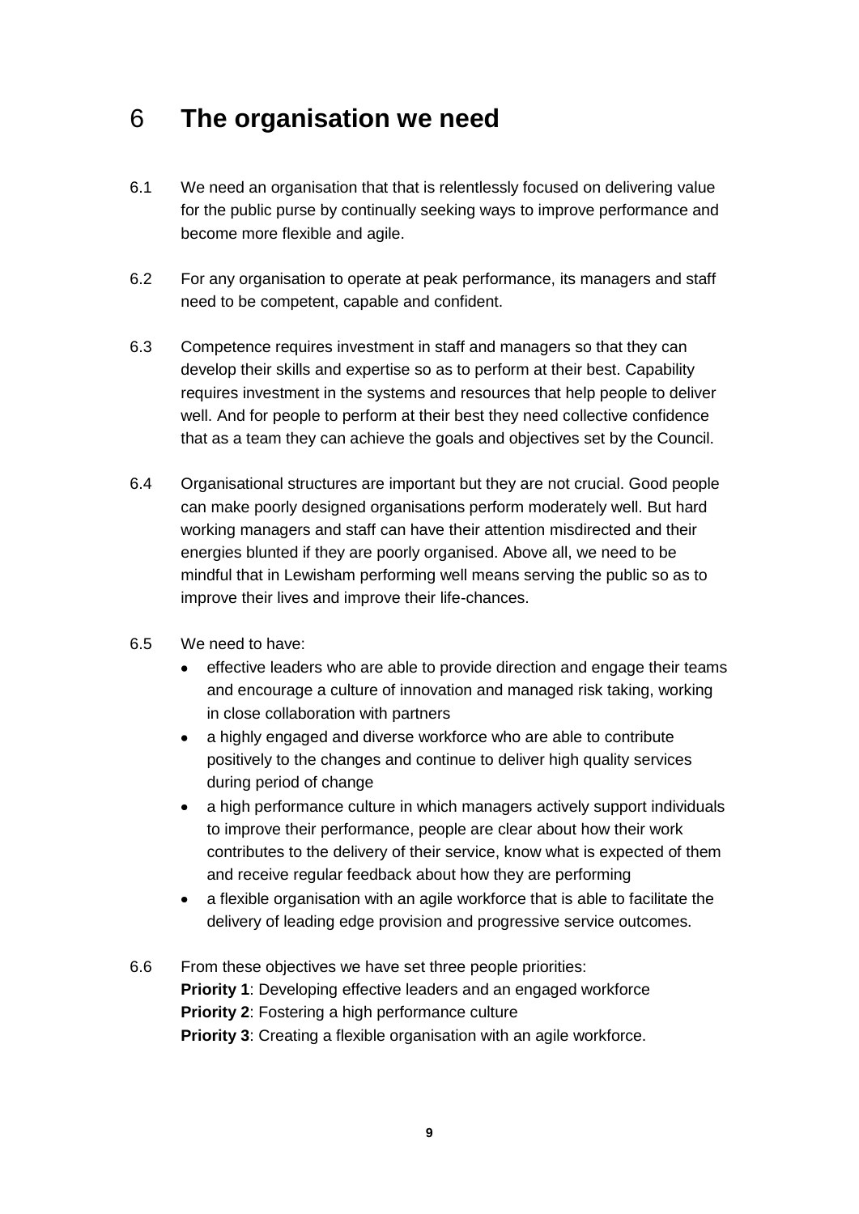# 6 The organisation we need

6.1 We need an organisation that that is relentlessly focused on delivering value for the public purse by continually seeking ways to improve performance and become more flexible and agile.

6.2 For any organisation to operate at peak performance, its managers and staff need to be competent, capable and confident.

6.3 Competence requires investment in staff and managers so that they can develop their skills and expertise so as to perform at their best. Capability requires investment in the systems and resources that help people to deliver well. And for people to perform at their best they need collective confidence that as a team they can achieve the goals and objectives set by the Council.

6.4 Organisational structures are important but they are not crucial. Good people can make poorly designed organisations perform moderately well. But hard working managers and staff can have their attention misdirected and their energies blunted if they are poorly organised. Above all, we need to be mindful that in Lewisham performing well means serving the public so as to improve their lives and improve their life-chances.

6.5 We need to have:

- effective leaders who are able to provide direction and engage their teams and encourage a culture of innovation and managed risk taking, working in close collaboration with partners
- a highly engaged and diverse workforce who are able to contribute positively to the changes and continue to deliver high quality services during period of change
- a high performance culture in which managers actively support individuals to improve their performance, people are clear about how their work contributes to the delivery of their service, know what is expected of them and receive regular feedback about how they are performing
- a flexible organisation with an agile workforce that is able to facilitate the delivery of leading edge provision and progressive service outcomes.

6.6 From these objectives we have set three people priorities:
**Priority 1**: Developing effective leaders and an engaged workforce
**Priority 2**: Fostering a high performance culture
**Priority 3**: Creating a flexible organisation with an agile workforce.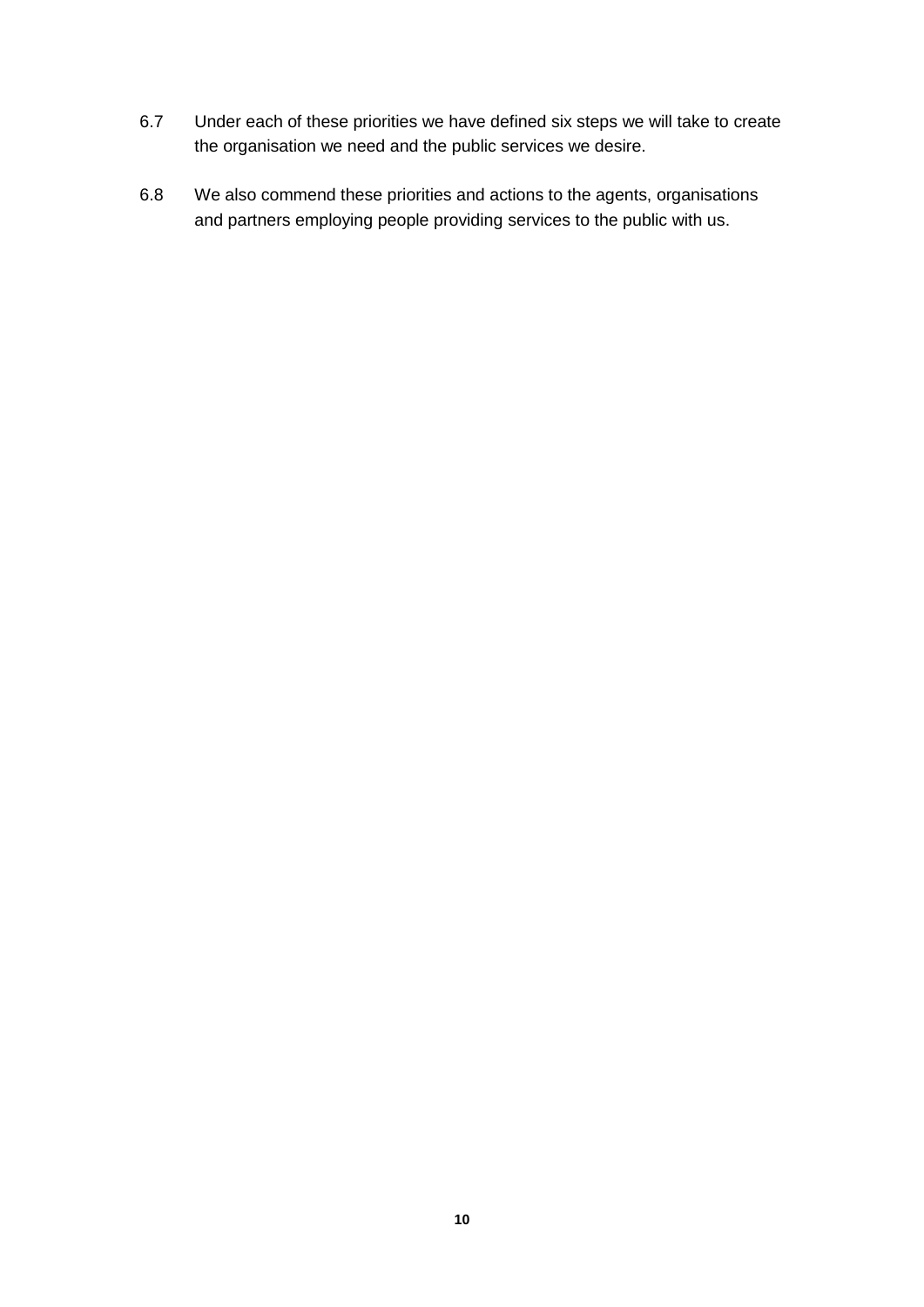6.7 Under each of these priorities we have defined six steps we will take to create the organisation we need and the public services we desire.

6.8 We also commend these priorities and actions to the agents, organisations and partners employing people providing services to the public with us.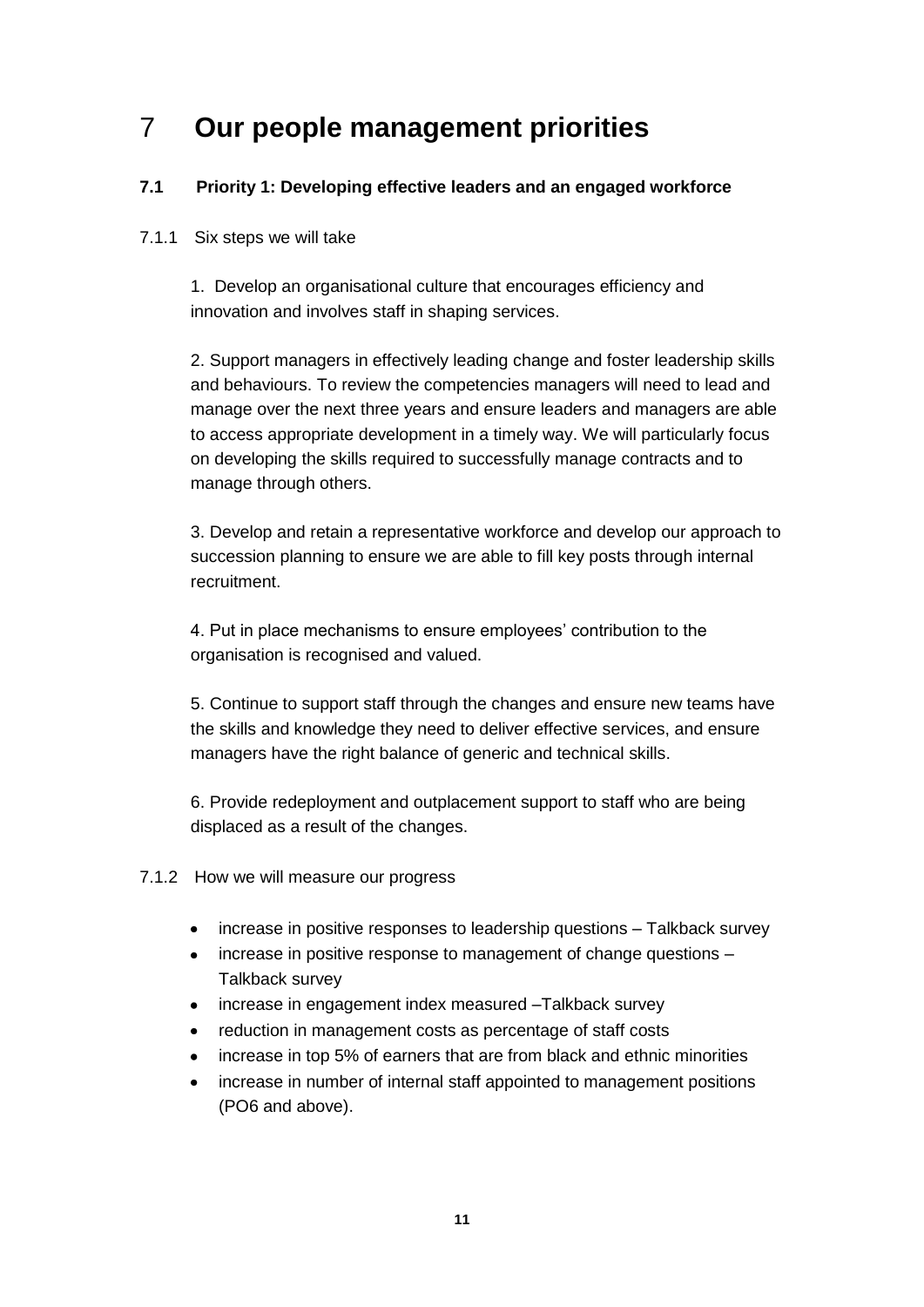# 7 Our people management priorities

### 7.1 Priority 1: Developing effective leaders and an engaged workforce

7.1.1 Six steps we will take

1. Develop an organisational culture that encourages efficiency and innovation and involves staff in shaping services.

2. Support managers in effectively leading change and foster leadership skills and behaviours. To review the competencies managers will need to lead and manage over the next three years and ensure leaders and managers are able to access appropriate development in a timely way. We will particularly focus on developing the skills required to successfully manage contracts and to manage through others.

3. Develop and retain a representative workforce and develop our approach to succession planning to ensure we are able to fill key posts through internal recruitment.

4. Put in place mechanisms to ensure employees' contribution to the organisation is recognised and valued.

5. Continue to support staff through the changes and ensure new teams have the skills and knowledge they need to deliver effective services, and ensure managers have the right balance of generic and technical skills.

6. Provide redeployment and outplacement support to staff who are being displaced as a result of the changes.

7.1.2 How we will measure our progress

- increase in positive responses to leadership questions – Talkback survey
- increase in positive response to management of change questions – Talkback survey
- increase in engagement index measured –Talkback survey
- reduction in management costs as percentage of staff costs
- increase in top 5% of earners that are from black and ethnic minorities
- increase in number of internal staff appointed to management positions (PO6 and above).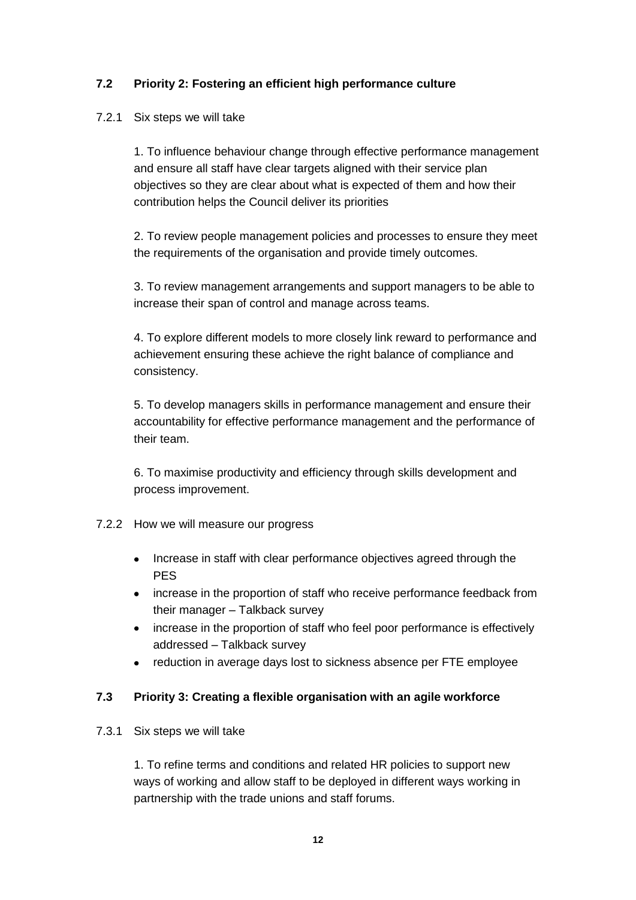### 7.2 Priority 2: Fostering an efficient high performance culture

7.2.1 Six steps we will take

1. To influence behaviour change through effective performance management and ensure all staff have clear targets aligned with their service plan objectives so they are clear about what is expected of them and how their contribution helps the Council deliver its priorities

2. To review people management policies and processes to ensure they meet the requirements of the organisation and provide timely outcomes.

3. To review management arrangements and support managers to be able to increase their span of control and manage across teams.

4. To explore different models to more closely link reward to performance and achievement ensuring these achieve the right balance of compliance and consistency.

5. To develop managers skills in performance management and ensure their accountability for effective performance management and the performance of their team.

6. To maximise productivity and efficiency through skills development and process improvement.

7.2.2 How we will measure our progress

- Increase in staff with clear performance objectives agreed through the PES
- increase in the proportion of staff who receive performance feedback from their manager – Talkback survey
- increase in the proportion of staff who feel poor performance is effectively addressed – Talkback survey
- reduction in average days lost to sickness absence per FTE employee

### 7.3 Priority 3: Creating a flexible organisation with an agile workforce

7.3.1 Six steps we will take

1. To refine terms and conditions and related HR policies to support new ways of working and allow staff to be deployed in different ways working in partnership with the trade unions and staff forums.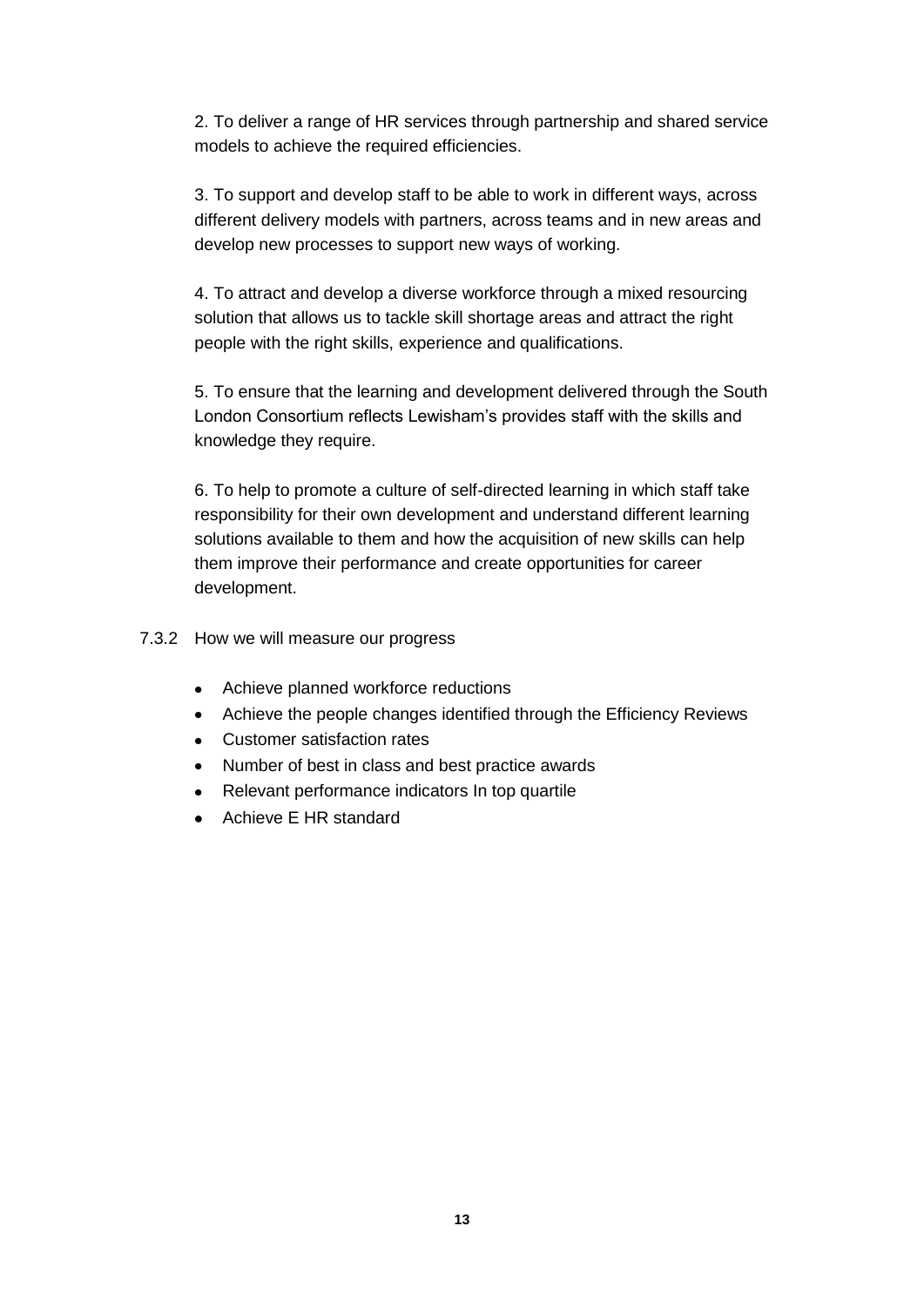2. To deliver a range of HR services through partnership and shared service models to achieve the required efficiencies.

3. To support and develop staff to be able to work in different ways, across different delivery models with partners, across teams and in new areas and develop new processes to support new ways of working.

4. To attract and develop a diverse workforce through a mixed resourcing solution that allows us to tackle skill shortage areas and attract the right people with the right skills, experience and qualifications.

5. To ensure that the learning and development delivered through the South London Consortium reflects Lewisham's provides staff with the skills and knowledge they require.

6. To help to promote a culture of self-directed learning in which staff take responsibility for their own development and understand different learning solutions available to them and how the acquisition of new skills can help them improve their performance and create opportunities for career development.

7.3.2 How we will measure our progress

- Achieve planned workforce reductions
- Achieve the people changes identified through the Efficiency Reviews
- Customer satisfaction rates
- Number of best in class and best practice awards
- Relevant performance indicators In top quartile
- Achieve E HR standard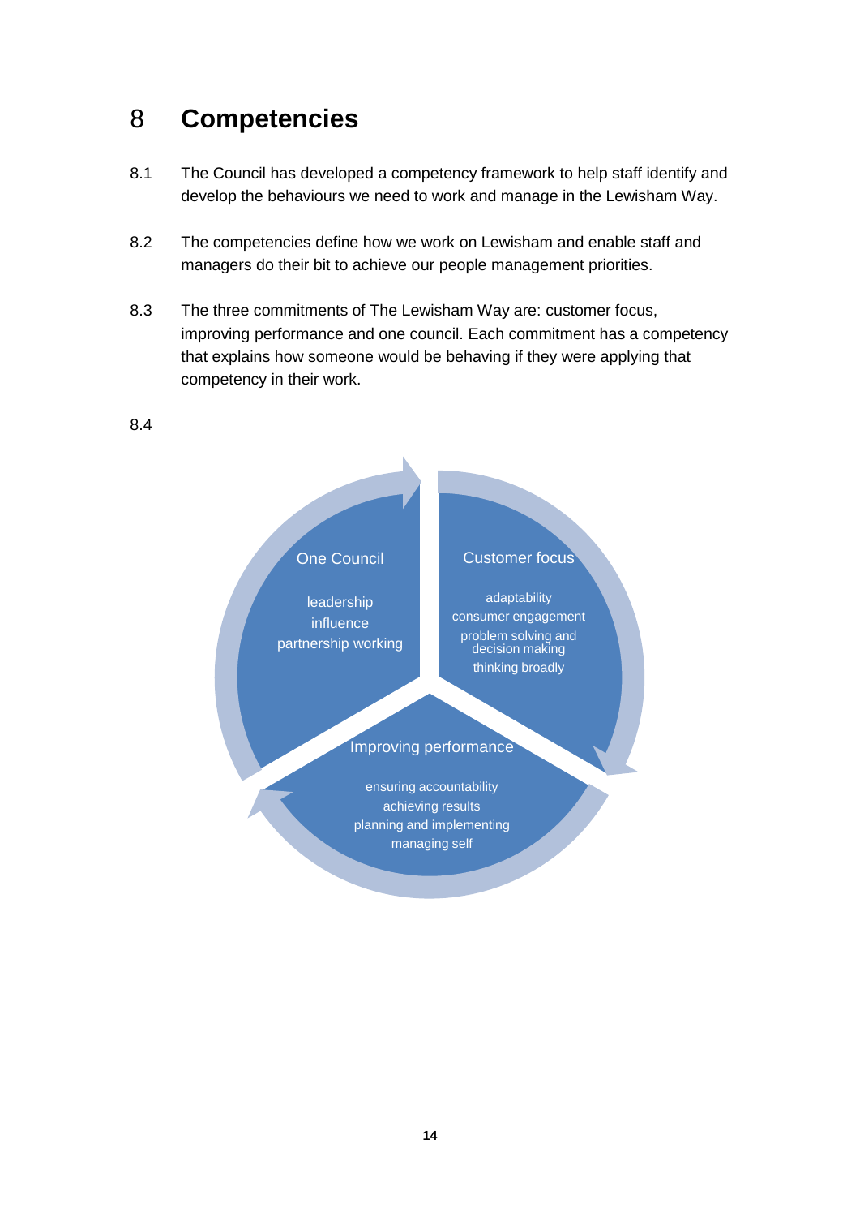# 8 Competencies

8.1 The Council has developed a competency framework to help staff identify and develop the behaviours we need to work and manage in the Lewisham Way.

8.2 The competencies define how we work on Lewisham and enable staff and managers do their bit to achieve our people management priorities.

8.3 The three commitments of The Lewisham Way are: customer focus, improving performance and one council. Each commitment has a competency that explains how someone would be behaving if they were applying that competency in their work.

8.4

One Council

leadership
influence
partnership working

Customer focus

adaptability
consumer engagement
problem solving and decision making
thinking broadly

Improving performance

ensuring accountability
achieving results
planning and implementing
managing self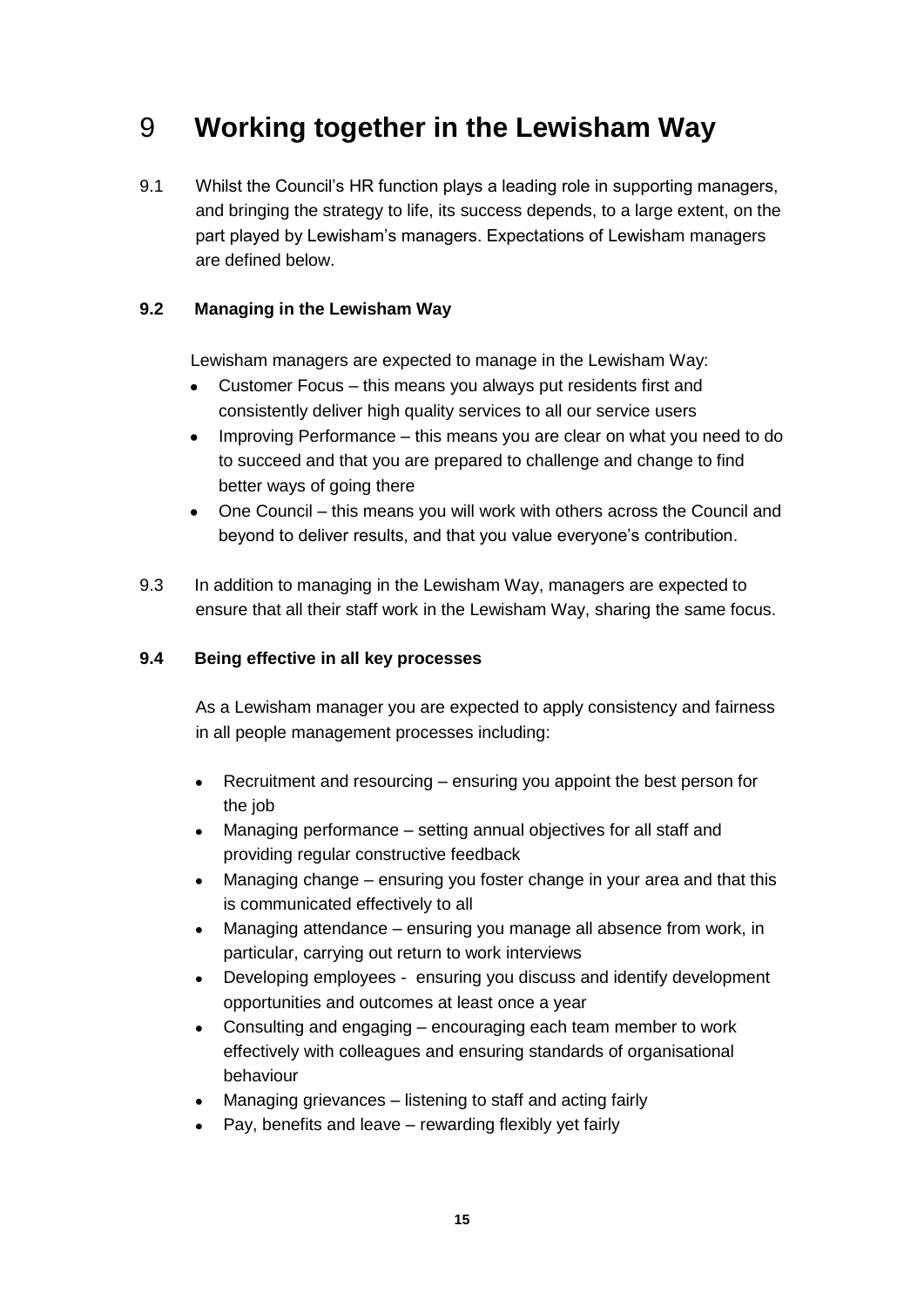# 9 Working together in the Lewisham Way

9.1 Whilst the Council's HR function plays a leading role in supporting managers, and bringing the strategy to life, its success depends, to a large extent, on the part played by Lewisham's managers. Expectations of Lewisham managers are defined below.

### 9.2 Managing in the Lewisham Way

Lewisham managers are expected to manage in the Lewisham Way:

- Customer Focus – this means you always put residents first and consistently deliver high quality services to all our service users
- Improving Performance – this means you are clear on what you need to do to succeed and that you are prepared to challenge and change to find better ways of going there
- One Council – this means you will work with others across the Council and beyond to deliver results, and that you value everyone's contribution.

9.3 In addition to managing in the Lewisham Way, managers are expected to ensure that all their staff work in the Lewisham Way, sharing the same focus.

### 9.4 Being effective in all key processes

As a Lewisham manager you are expected to apply consistency and fairness in all people management processes including:

- Recruitment and resourcing – ensuring you appoint the best person for the job
- Managing performance – setting annual objectives for all staff and providing regular constructive feedback
- Managing change – ensuring you foster change in your area and that this is communicated effectively to all
- Managing attendance – ensuring you manage all absence from work, in particular, carrying out return to work interviews
- Developing employees - ensuring you discuss and identify development opportunities and outcomes at least once a year
- Consulting and engaging – encouraging each team member to work effectively with colleagues and ensuring standards of organisational behaviour
- Managing grievances – listening to staff and acting fairly
- Pay, benefits and leave – rewarding flexibly yet fairly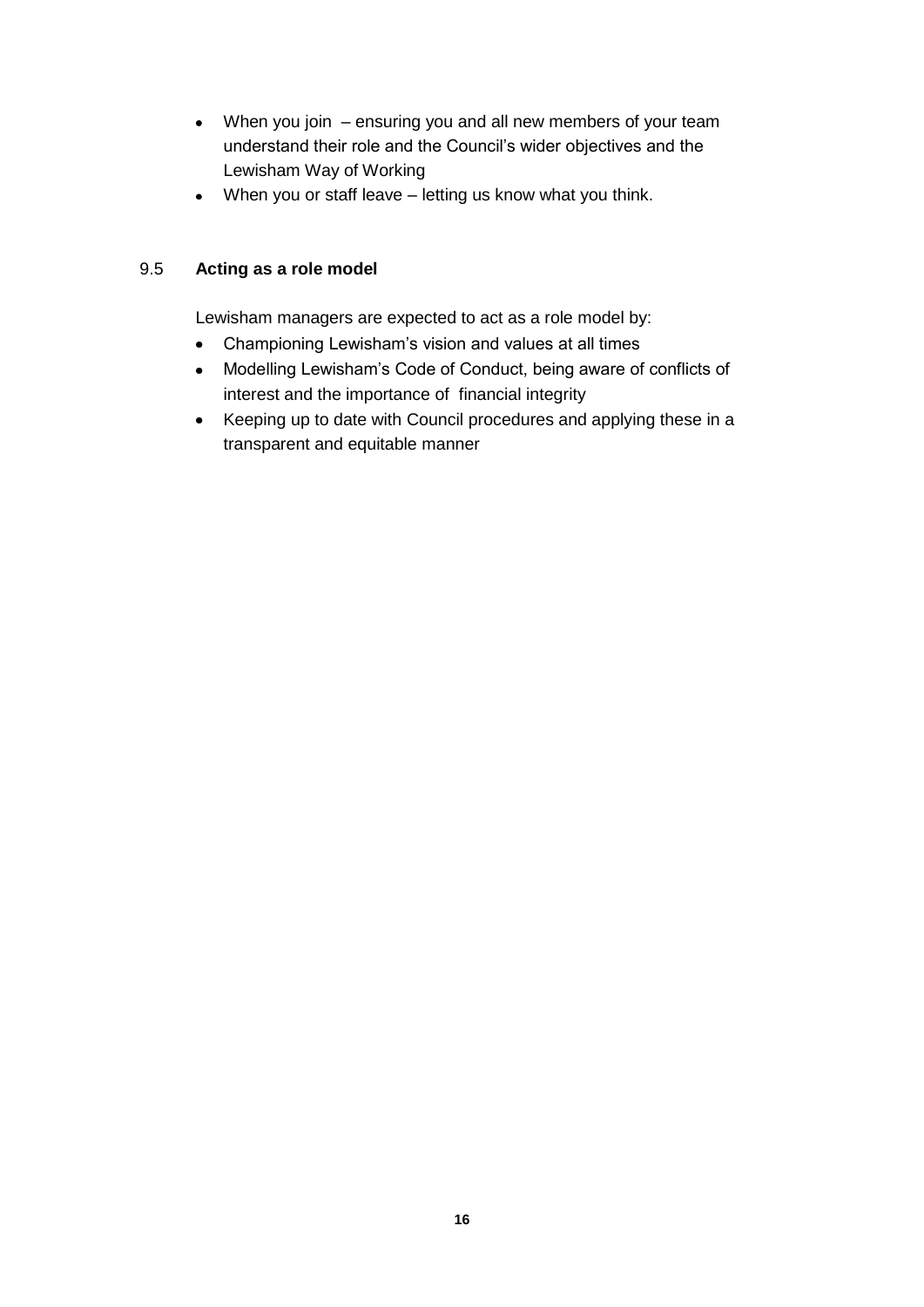- When you join – ensuring you and all new members of your team understand their role and the Council's wider objectives and the Lewisham Way of Working
- When you or staff leave – letting us know what you think.

### 9.5 Acting as a role model

Lewisham managers are expected to act as a role model by:

- Championing Lewisham's vision and values at all times
- Modelling Lewisham's Code of Conduct, being aware of conflicts of interest and the importance of financial integrity
- Keeping up to date with Council procedures and applying these in a transparent and equitable manner